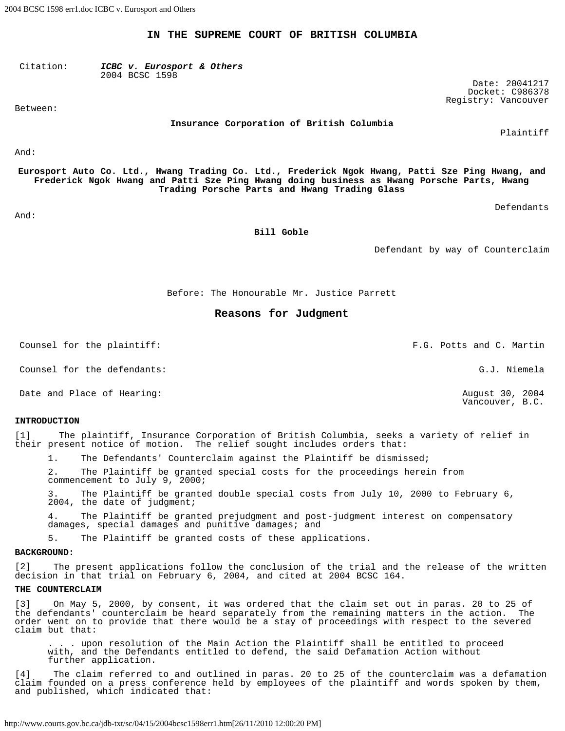# IN THE SUPREME COURT OF BRITISH COLUMBIA

Citation: ***ICBC v. Eurosport & Others***
2004 BCSC 1598

Date: 20041217
Docket: C986378
Registry: Vancouver

Between:

**Insurance Corporation of British Columbia**

Plaintiff

And:

**Eurosport Auto Co. Ltd., Hwang Trading Co. Ltd., Frederick Ngok Hwang, Patti Sze Ping Hwang, and Frederick Ngok Hwang and Patti Sze Ping Hwang doing business as Hwang Porsche Parts, Hwang Trading Porsche Parts and Hwang Trading Glass**

Defendants

And:

**Bill Goble**

Defendant by way of Counterclaim

Before: The Honourable Mr. Justice Parrett

## Reasons for Judgment

| | |
|---|---|
| Counsel for the plaintiff: | F.G. Potts and C. Martin |
| Counsel for the defendants: | G.J. Niemela |
| Date and Place of Hearing: | August 30, 2004<br>Vancouver, B.C. |

**INTRODUCTION**

[1] The plaintiff, Insurance Corporation of British Columbia, seeks a variety of relief in their present notice of motion. The relief sought includes orders that:

1. The Defendants' Counterclaim against the Plaintiff be dismissed;
2. The Plaintiff be granted special costs for the proceedings herein from commencement to July 9, 2000;
3. The Plaintiff be granted double special costs from July 10, 2000 to February 6, 2004, the date of judgment;
4. The Plaintiff be granted prejudgment and post-judgment interest on compensatory damages, special damages and punitive damages; and
5. The Plaintiff be granted costs of these applications.

**BACKGROUND:**

[2] The present applications follow the conclusion of the trial and the release of the written decision in that trial on February 6, 2004, and cited at 2004 BCSC 164.

**THE COUNTERCLAIM**

[3] On May 5, 2000, by consent, it was ordered that the claim set out in paras. 20 to 25 of the defendants' counterclaim be heard separately from the remaining matters in the action. The order went on to provide that there would be a stay of proceedings with respect to the severed claim but that:

> . . . upon resolution of the Main Action the Plaintiff shall be entitled to proceed with, and the Defendants entitled to defend, the said Defamation Action without further application.

[4] The claim referred to and outlined in paras. 20 to 25 of the counterclaim was a defamation claim founded on a press conference held by employees of the plaintiff and words spoken by them, and published, which indicated that: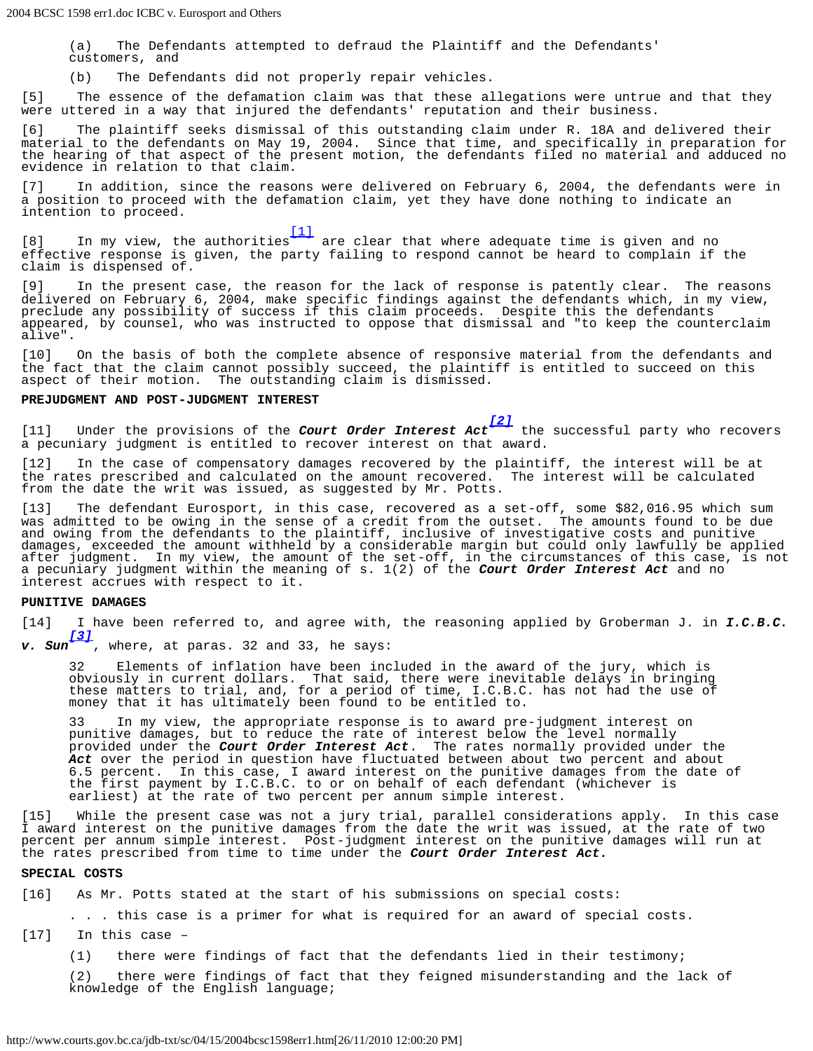(a) The Defendants attempted to defraud the Plaintiff and the Defendants' customers, and

(b) The Defendants did not properly repair vehicles.

[5] The essence of the defamation claim was that these allegations were untrue and that they were uttered in a way that injured the defendants' reputation and their business.

[6] The plaintiff seeks dismissal of this outstanding claim under R. 18A and delivered their material to the defendants on May 19, 2004. Since that time, and specifically in preparation for the hearing of that aspect of the present motion, the defendants filed no material and adduced no evidence in relation to that claim.

[7] In addition, since the reasons were delivered on February 6, 2004, the defendants were in a position to proceed with the defamation claim, yet they have done nothing to indicate an intention to proceed.

[8] In my view, the authorities[1] are clear that where adequate time is given and no effective response is given, the party failing to respond cannot be heard to complain if the claim is dispensed of.

[9] In the present case, the reason for the lack of response is patently clear. The reasons delivered on February 6, 2004, make specific findings against the defendants which, in my view, preclude any possibility of success if this claim proceeds. Despite this the defendants appeared, by counsel, who was instructed to oppose that dismissal and "to keep the counterclaim alive".

[10] On the basis of both the complete absence of responsive material from the defendants and the fact that the claim cannot possibly succeed, the plaintiff is entitled to succeed on this aspect of their motion. The outstanding claim is dismissed.

**PREJUDGMENT AND POST-JUDGMENT INTEREST**

[11] Under the provisions of the ***Court Order Interest Act***[2] the successful party who recovers a pecuniary judgment is entitled to recover interest on that award.

[12] In the case of compensatory damages recovered by the plaintiff, the interest will be at the rates prescribed and calculated on the amount recovered. The interest will be calculated from the date the writ was issued, as suggested by Mr. Potts.

[13] The defendant Eurosport, in this case, recovered as a set-off, some $82,016.95 which sum was admitted to be owing in the sense of a credit from the outset. The amounts found to be due and owing from the defendants to the plaintiff, inclusive of investigative costs and punitive damages, exceeded the amount withheld by a considerable margin but could only lawfully be applied after judgment. In my view, the amount of the set-off, in the circumstances of this case, is not a pecuniary judgment within the meaning of s. 1(2) of the ***Court Order Interest Act*** and no interest accrues with respect to it.

**PUNITIVE DAMAGES**

[14] I have been referred to, and agree with, the reasoning applied by Groberman J. in ***I.C.B.C. v. Sun***[3], where, at paras. 32 and 33, he says:

> 32 Elements of inflation have been included in the award of the jury, which is obviously in current dollars. That said, there were inevitable delays in bringing these matters to trial, and, for a period of time, I.C.B.C. has not had the use of money that it has ultimately been found to be entitled to.
>
> 33 In my view, the appropriate response is to award pre-judgment interest on punitive damages, but to reduce the rate of interest below the level normally provided under the ***Court Order Interest Act***. The rates normally provided under the ***Act*** over the period in question have fluctuated between about two percent and about 6.5 percent. In this case, I award interest on the punitive damages from the date of the first payment by I.C.B.C. to or on behalf of each defendant (whichever is earliest) at the rate of two percent per annum simple interest.

[15] While the present case was not a jury trial, parallel considerations apply. In this case I award interest on the punitive damages from the date the writ was issued, at the rate of two percent per annum simple interest. Post-judgment interest on the punitive damages will run at the rates prescribed from time to time under the ***Court Order Interest Act.***

**SPECIAL COSTS**

[16] As Mr. Potts stated at the start of his submissions on special costs:

> . . . this case is a primer for what is required for an award of special costs.

[17] In this case –

(1) there were findings of fact that the defendants lied in their testimony;

(2) there were findings of fact that they feigned misunderstanding and the lack of knowledge of the English language;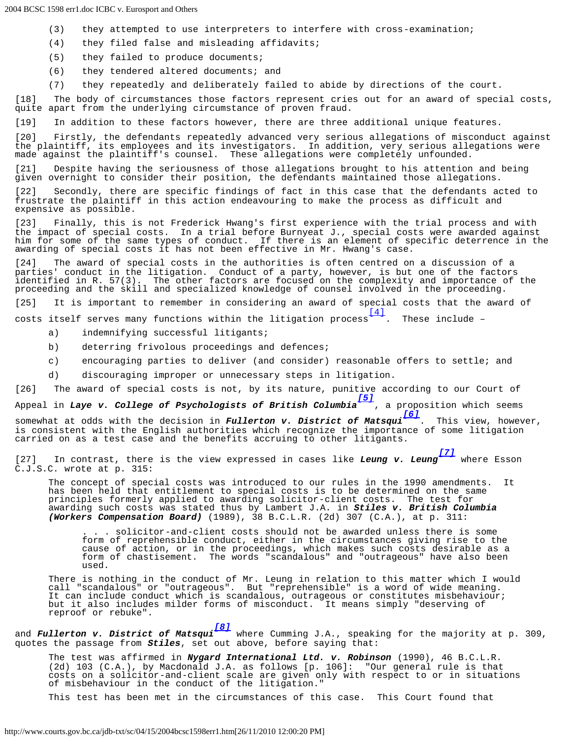(3) they attempted to use interpreters to interfere with cross-examination;

(4) they filed false and misleading affidavits;

(5) they failed to produce documents;

(6) they tendered altered documents; and

(7) they repeatedly and deliberately failed to abide by directions of the court.

[18] The body of circumstances those factors represent cries out for an award of special costs, quite apart from the underlying circumstance of proven fraud.

[19] In addition to these factors however, there are three additional unique features.

[20] Firstly, the defendants repeatedly advanced very serious allegations of misconduct against the plaintiff, its employees and its investigators. In addition, very serious allegations were made against the plaintiff's counsel. These allegations were completely unfounded.

[21] Despite having the seriousness of those allegations brought to his attention and being given overnight to consider their position, the defendants maintained those allegations.

[22] Secondly, there are specific findings of fact in this case that the defendants acted to frustrate the plaintiff in this action endeavouring to make the process as difficult and expensive as possible.

[23] Finally, this is not Frederick Hwang's first experience with the trial process and with the impact of special costs. In a trial before Burnyeat J., special costs were awarded against him for some of the same types of conduct. If there is an element of specific deterrence in the awarding of special costs it has not been effective in Mr. Hwang's case.

[24] The award of special costs in the authorities is often centred on a discussion of a parties' conduct in the litigation. Conduct of a party, however, is but one of the factors identified in R. 57(3). The other factors are focused on the complexity and importance of the proceeding and the skill and specialized knowledge of counsel involved in the proceeding.

[25] It is important to remember in considering an award of special costs that the award of costs itself serves many functions within the litigation process[4]. These include –

a) indemnifying successful litigants;

b) deterring frivolous proceedings and defences;

c) encouraging parties to deliver (and consider) reasonable offers to settle; and

d) discouraging improper or unnecessary steps in litigation.

[26] The award of special costs is not, by its nature, punitive according to our Court of Appeal in ***Laye v. College of Psychologists of British Columbia***[5], a proposition which seems somewhat at odds with the decision in ***Fullerton v. District of Matsqui***[6]. This view, however, is consistent with the English authorities which recognize the importance of some litigation carried on as a test case and the benefits accruing to other litigants.

[27] In contrast, there is the view expressed in cases like ***Leung v. Leung***[7] where Esson C.J.S.C. wrote at p. 315:

> The concept of special costs was introduced to our rules in the 1990 amendments. It has been held that entitlement to special costs is to be determined on the same principles formerly applied to awarding solicitor-client costs. The test for awarding such costs was stated thus by Lambert J.A. in ***Stiles v. British Columbia (Workers Compensation Board)*** (1989), 38 B.C.L.R. (2d) 307 (C.A.), at p. 311:
>
> > . . . solicitor-and-client costs should not be awarded unless there is some form of reprehensible conduct, either in the circumstances giving rise to the cause of action, or in the proceedings, which makes such costs desirable as a form of chastisement. The words "scandalous" and "outrageous" have also been used.
>
> There is nothing in the conduct of Mr. Leung in relation to this matter which I would call "scandalous" or "outrageous". But "reprehensible" is a word of wide meaning. It can include conduct which is scandalous, outrageous or constitutes misbehaviour; but it also includes milder forms of misconduct. It means simply "deserving of reproof or rebuke".

and ***Fullerton v. District of Matsqui***[8] where Cumming J.A., speaking for the majority at p. 309, quotes the passage from ***Stiles***, set out above, before saying that:

> The test was affirmed in ***Nygard International Ltd. v. Robinson*** (1990), 46 B.C.L.R. (2d) 103 (C.A.), by Macdonald J.A. as follows [p. 106]: "Our general rule is that costs on a solicitor-and-client scale are given only with respect to or in situations of misbehaviour in the conduct of the litigation."
>
> This test has been met in the circumstances of this case. This Court found that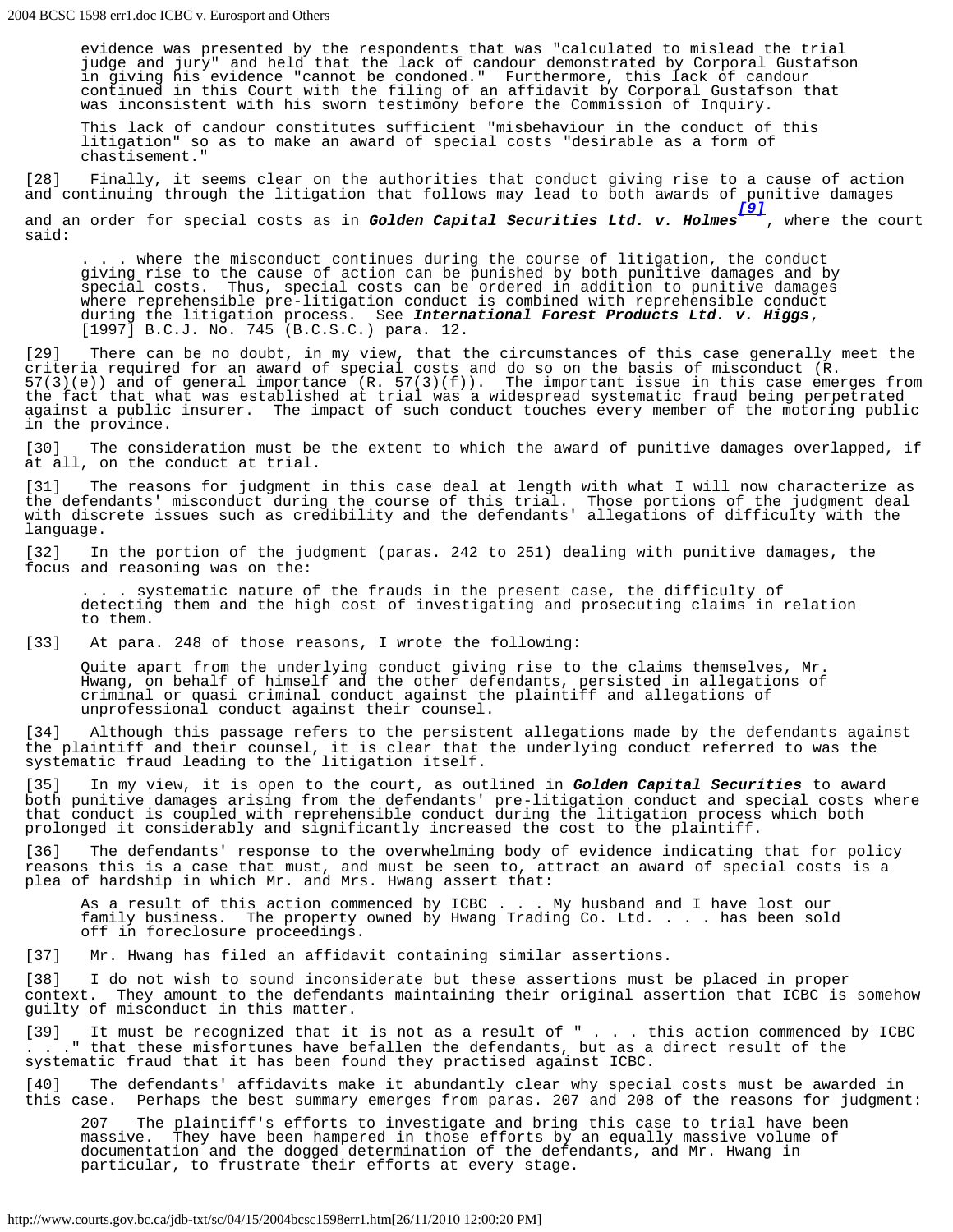evidence was presented by the respondents that was "calculated to mislead the trial judge and jury" and held that the lack of candour demonstrated by Corporal Gustafson in giving his evidence "cannot be condoned." Furthermore, this lack of candour continued in this Court with the filing of an affidavit by Corporal Gustafson that was inconsistent with his sworn testimony before the Commission of Inquiry.

> This lack of candour constitutes sufficient "misbehaviour in the conduct of this litigation" so as to make an award of special costs "desirable as a form of chastisement."

[28] Finally, it seems clear on the authorities that conduct giving rise to a cause of action and continuing through the litigation that follows may lead to both awards of punitive damages and an order for special costs as in ***Golden Capital Securities Ltd. v. Holmes***[9], where the court said:

> . . . where the misconduct continues during the course of litigation, the conduct giving rise to the cause of action can be punished by both punitive damages and by special costs. Thus, special costs can be ordered in addition to punitive damages where reprehensible pre-litigation conduct is combined with reprehensible conduct during the litigation process. See ***International Forest Products Ltd. v. Higgs***, [1997] B.C.J. No. 745 (B.C.S.C.) para. 12.

[29] There can be no doubt, in my view, that the circumstances of this case generally meet the criteria required for an award of special costs and do so on the basis of misconduct (R. 57(3)(e)) and of general importance (R. 57(3)(f)). The important issue in this case emerges from the fact that what was established at trial was a widespread systematic fraud being perpetrated against a public insurer. The impact of such conduct touches every member of the motoring public in the province.

[30] The consideration must be the extent to which the award of punitive damages overlapped, if at all, on the conduct at trial.

[31] The reasons for judgment in this case deal at length with what I will now characterize as the defendants' misconduct during the course of this trial. Those portions of the judgment deal with discrete issues such as credibility and the defendants' allegations of difficulty with the language.

[32] In the portion of the judgment (paras. 242 to 251) dealing with punitive damages, the focus and reasoning was on the:

> . . . systematic nature of the frauds in the present case, the difficulty of detecting them and the high cost of investigating and prosecuting claims in relation to them.

[33] At para. 248 of those reasons, I wrote the following:

> Quite apart from the underlying conduct giving rise to the claims themselves, Mr. Hwang, on behalf of himself and the other defendants, persisted in allegations of criminal or quasi criminal conduct against the plaintiff and allegations of unprofessional conduct against their counsel.

[34] Although this passage refers to the persistent allegations made by the defendants against the plaintiff and their counsel, it is clear that the underlying conduct referred to was the systematic fraud leading to the litigation itself.

[35] In my view, it is open to the court, as outlined in ***Golden Capital Securities*** to award both punitive damages arising from the defendants' pre-litigation conduct and special costs where that conduct is coupled with reprehensible conduct during the litigation process which both prolonged it considerably and significantly increased the cost to the plaintiff.

[36] The defendants' response to the overwhelming body of evidence indicating that for policy reasons this is a case that must, and must be seen to, attract an award of special costs is a plea of hardship in which Mr. and Mrs. Hwang assert that:

> As a result of this action commenced by ICBC . . . My husband and I have lost our family business. The property owned by Hwang Trading Co. Ltd. . . . has been sold off in foreclosure proceedings.

[37] Mr. Hwang has filed an affidavit containing similar assertions.

[38] I do not wish to sound inconsiderate but these assertions must be placed in proper context. They amount to the defendants maintaining their original assertion that ICBC is somehow guilty of misconduct in this matter.

[39] It must be recognized that it is not as a result of " . . . this action commenced by ICBC . . ." that these misfortunes have befallen the defendants, but as a direct result of the systematic fraud that it has been found they practised against ICBC.

[40] The defendants' affidavits make it abundantly clear why special costs must be awarded in this case. Perhaps the best summary emerges from paras. 207 and 208 of the reasons for judgment:

> 207 The plaintiff's efforts to investigate and bring this case to trial have been massive. They have been hampered in those efforts by an equally massive volume of documentation and the dogged determination of the defendants, and Mr. Hwang in particular, to frustrate their efforts at every stage.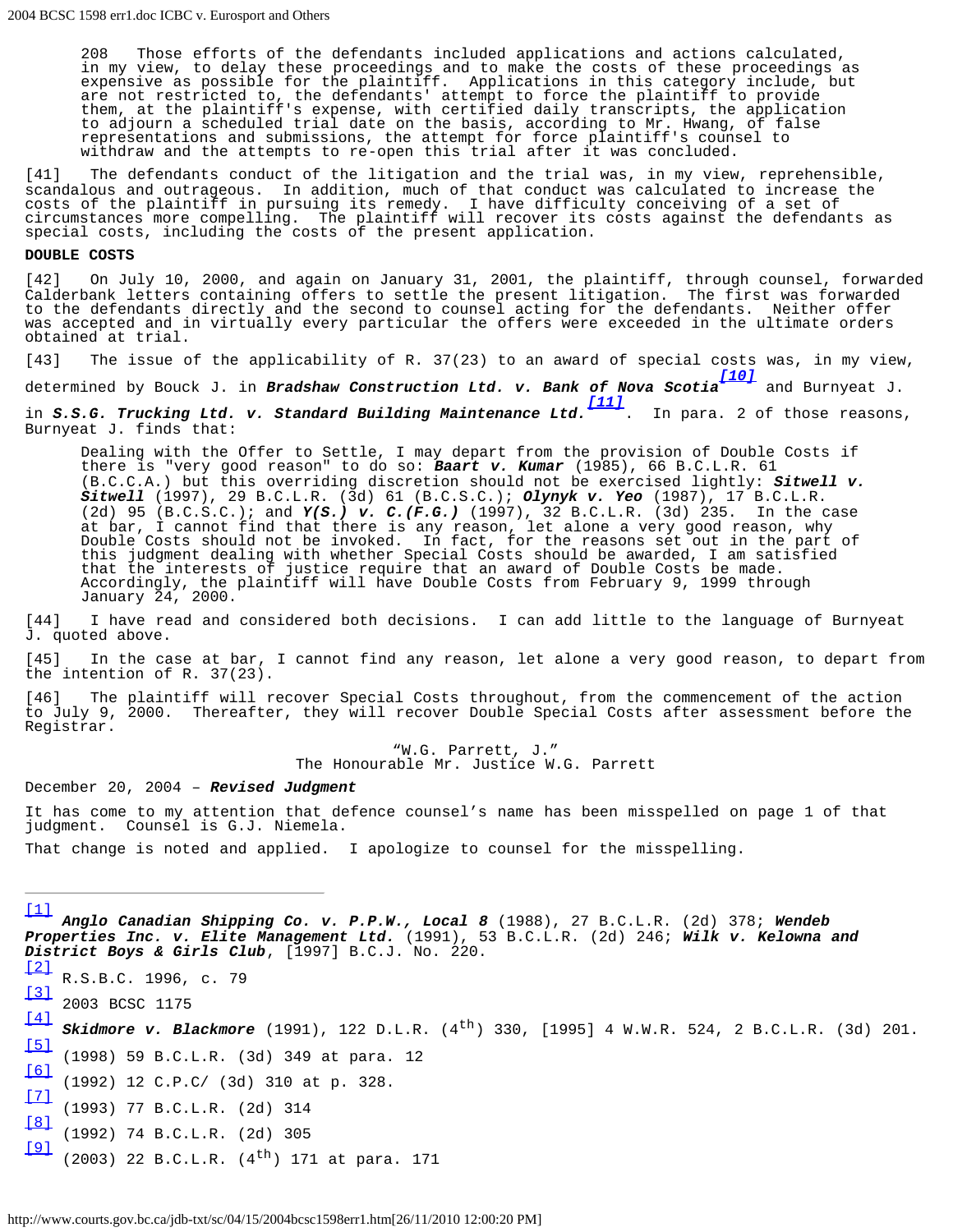> 208 Those efforts of the defendants included applications and actions calculated, in my view, to delay these proceedings and to make the costs of these proceedings as expensive as possible for the plaintiff. Applications in this category include, but are not restricted to, the defendants' attempt to force the plaintiff to provide them, at the plaintiff's expense, with certified daily transcripts, the application to adjourn a scheduled trial date on the basis, according to Mr. Hwang, of false representations and submissions, the attempt for force plaintiff's counsel to withdraw and the attempts to re-open this trial after it was concluded.

[41] The defendants conduct of the litigation and the trial was, in my view, reprehensible, scandalous and outrageous. In addition, much of that conduct was calculated to increase the costs of the plaintiff in pursuing its remedy. I have difficulty conceiving of a set of circumstances more compelling. The plaintiff will recover its costs against the defendants as special costs, including the costs of the present application.

**DOUBLE COSTS**

[42] On July 10, 2000, and again on January 31, 2001, the plaintiff, through counsel, forwarded Calderbank letters containing offers to settle the present litigation. The first was forwarded to the defendants directly and the second to counsel acting for the defendants. Neither offer was accepted and in virtually every particular the offers were exceeded in the ultimate orders obtained at trial.

[43] The issue of the applicability of R. 37(23) to an award of special costs was, in my view, determined by Bouck J. in ***Bradshaw Construction Ltd. v. Bank of Nova Scotia***[10] and Burnyeat J. in ***S.S.G. Trucking Ltd. v. Standard Building Maintenance Ltd.***[11]. In para. 2 of those reasons, Burnyeat J. finds that:

> Dealing with the Offer to Settle, I may depart from the provision of Double Costs if there is "very good reason" to do so: ***Baart v. Kumar*** (1985), 66 B.C.L.R. 61 (B.C.C.A.) but this overriding discretion should not be exercised lightly: ***Sitwell v. Sitwell*** (1997), 29 B.C.L.R. (3d) 61 (B.C.S.C.); ***Olynyk v. Yeo*** (1987), 17 B.C.L.R. (2d) 95 (B.C.S.C.); and ***Y(S.) v. C.(F.G.)*** (1997), 32 B.C.L.R. (3d) 235. In the case at bar, I cannot find that there is any reason, let alone a very good reason, why Double Costs should not be invoked. In fact, for the reasons set out in the part of this judgment dealing with whether Special Costs should be awarded, I am satisfied that the interests of justice require that an award of Double Costs be made. Accordingly, the plaintiff will have Double Costs from February 9, 1999 through January 24, 2000.

[44] I have read and considered both decisions. I can add little to the language of Burnyeat J. quoted above.

[45] In the case at bar, I cannot find any reason, let alone a very good reason, to depart from the intention of R. 37(23).

[46] The plaintiff will recover Special Costs throughout, from the commencement of the action to July 9, 2000. Thereafter, they will recover Double Special Costs after assessment before the Registrar.

"W.G. Parrett, J."
The Honourable Mr. Justice W.G. Parrett

December 20, 2004 – ***Revised Judgment***

It has come to my attention that defence counsel's name has been misspelled on page 1 of that judgment. Counsel is G.J. Niemela.

That change is noted and applied. I apologize to counsel for the misspelling.

---

[1] ***Anglo Canadian Shipping Co. v. P.P.W., Local 8*** (1988), 27 B.C.L.R. (2d) 378; ***Wendeb Properties Inc. v. Elite Management Ltd.*** (1991), 53 B.C.L.R. (2d) 246; ***Wilk v. Kelowna and District Boys & Girls Club***, [1997] B.C.J. No. 220.

[2] R.S.B.C. 1996, c. 79

[3] 2003 BCSC 1175

[4] ***Skidmore v. Blackmore*** (1991), 122 D.L.R. (4th) 330, [1995] 4 W.W.R. 524, 2 B.C.L.R. (3d) 201.

[5] (1998) 59 B.C.L.R. (3d) 349 at para. 12

[6] (1992) 12 C.P.C/ (3d) 310 at p. 328.

[7] (1993) 77 B.C.L.R. (2d) 314

[8] (1992) 74 B.C.L.R. (2d) 305

[9] (2003) 22 B.C.L.R. (4th) 171 at para. 171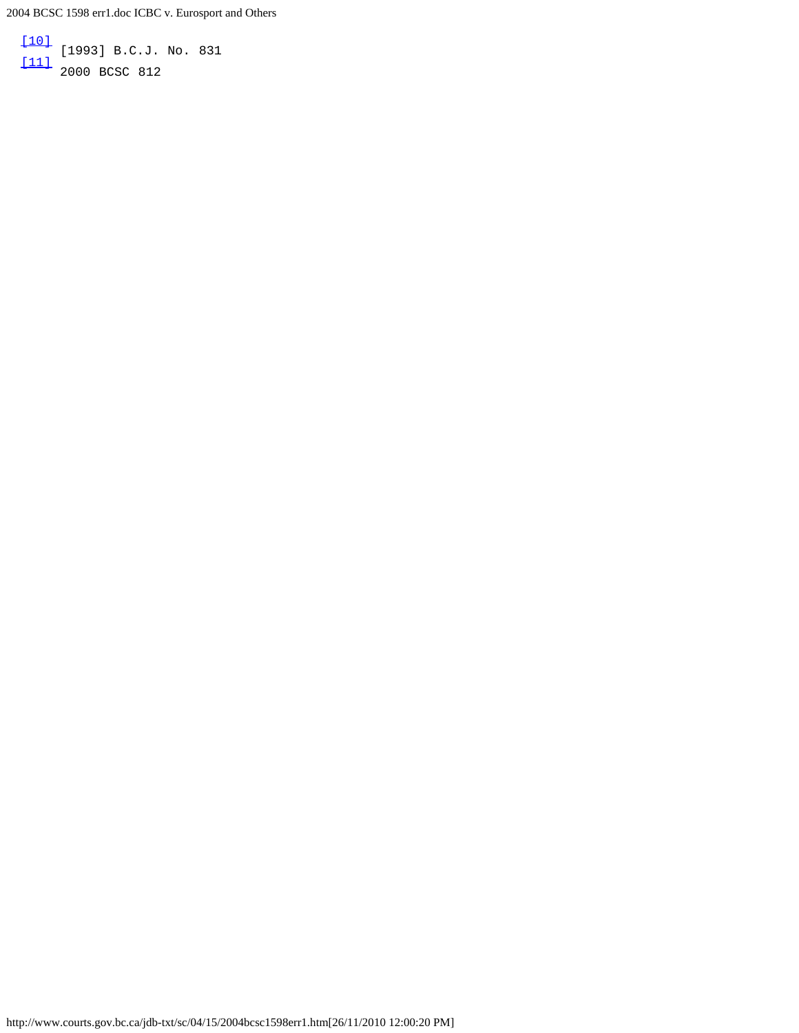[10] [1993] B.C.J. No. 831

[11] 2000 BCSC 812